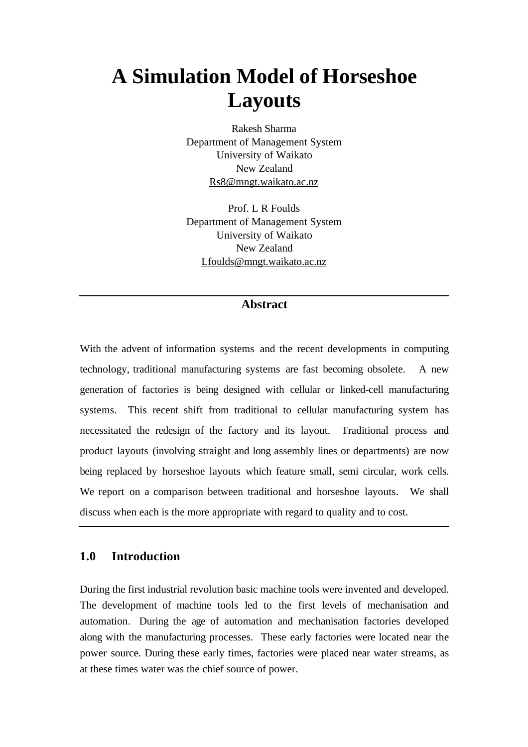# A Simulation Model of Horseshoe Layouts

Rakesh Sharma
Department of Management System
University of Waikato
New Zealand
Rs8@mngt.waikato.ac.nz

Prof. L R Foulds
Department of Management System
University of Waikato
New Zealand
Lfoulds@mngt.waikato.ac.nz

## Abstract

With the advent of information systems and the recent developments in computing technology, traditional manufacturing systems are fast becoming obsolete. A new generation of factories is being designed with cellular or linked-cell manufacturing systems. This recent shift from traditional to cellular manufacturing system has necessitated the redesign of the factory and its layout. Traditional process and product layouts (involving straight and long assembly lines or departments) are now being replaced by horseshoe layouts which feature small, semi circular, work cells. We report on a comparison between traditional and horseshoe layouts. We shall discuss when each is the more appropriate with regard to quality and to cost.

## 1.0 Introduction

During the first industrial revolution basic machine tools were invented and developed. The development of machine tools led to the first levels of mechanisation and automation. During the age of automation and mechanisation factories developed along with the manufacturing processes. These early factories were located near the power source. During these early times, factories were placed near water streams, as at these times water was the chief source of power.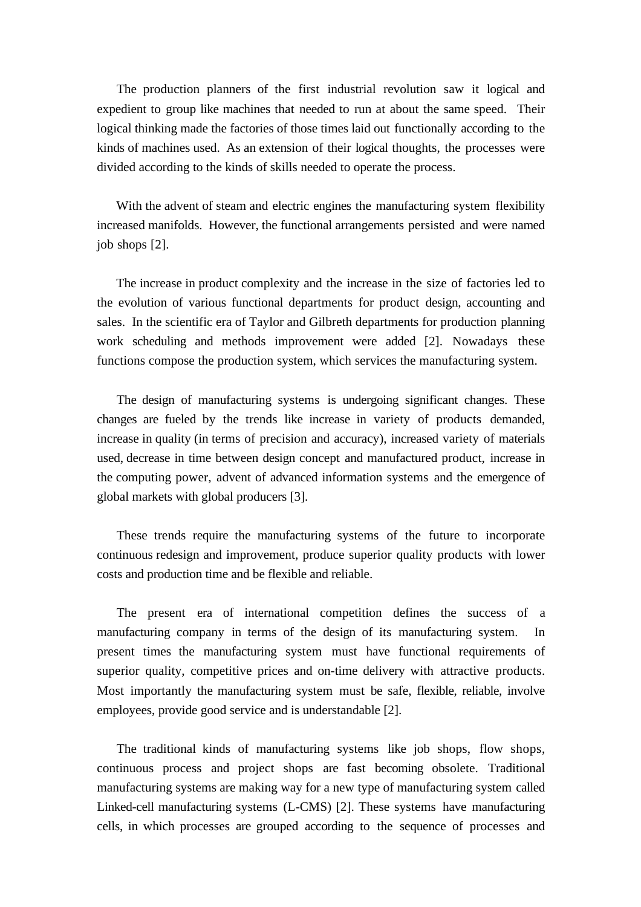The production planners of the first industrial revolution saw it logical and expedient to group like machines that needed to run at about the same speed. Their logical thinking made the factories of those times laid out functionally according to the kinds of machines used. As an extension of their logical thoughts, the processes were divided according to the kinds of skills needed to operate the process.

With the advent of steam and electric engines the manufacturing system flexibility increased manifolds. However, the functional arrangements persisted and were named job shops [2].

The increase in product complexity and the increase in the size of factories led to the evolution of various functional departments for product design, accounting and sales. In the scientific era of Taylor and Gilbreth departments for production planning work scheduling and methods improvement were added [2]. Nowadays these functions compose the production system, which services the manufacturing system.

The design of manufacturing systems is undergoing significant changes. These changes are fueled by the trends like increase in variety of products demanded, increase in quality (in terms of precision and accuracy), increased variety of materials used, decrease in time between design concept and manufactured product, increase in the computing power, advent of advanced information systems and the emergence of global markets with global producers [3].

These trends require the manufacturing systems of the future to incorporate continuous redesign and improvement, produce superior quality products with lower costs and production time and be flexible and reliable.

The present era of international competition defines the success of a manufacturing company in terms of the design of its manufacturing system. In present times the manufacturing system must have functional requirements of superior quality, competitive prices and on-time delivery with attractive products. Most importantly the manufacturing system must be safe, flexible, reliable, involve employees, provide good service and is understandable [2].

The traditional kinds of manufacturing systems like job shops, flow shops, continuous process and project shops are fast becoming obsolete. Traditional manufacturing systems are making way for a new type of manufacturing system called Linked-cell manufacturing systems (L-CMS) [2]. These systems have manufacturing cells, in which processes are grouped according to the sequence of processes and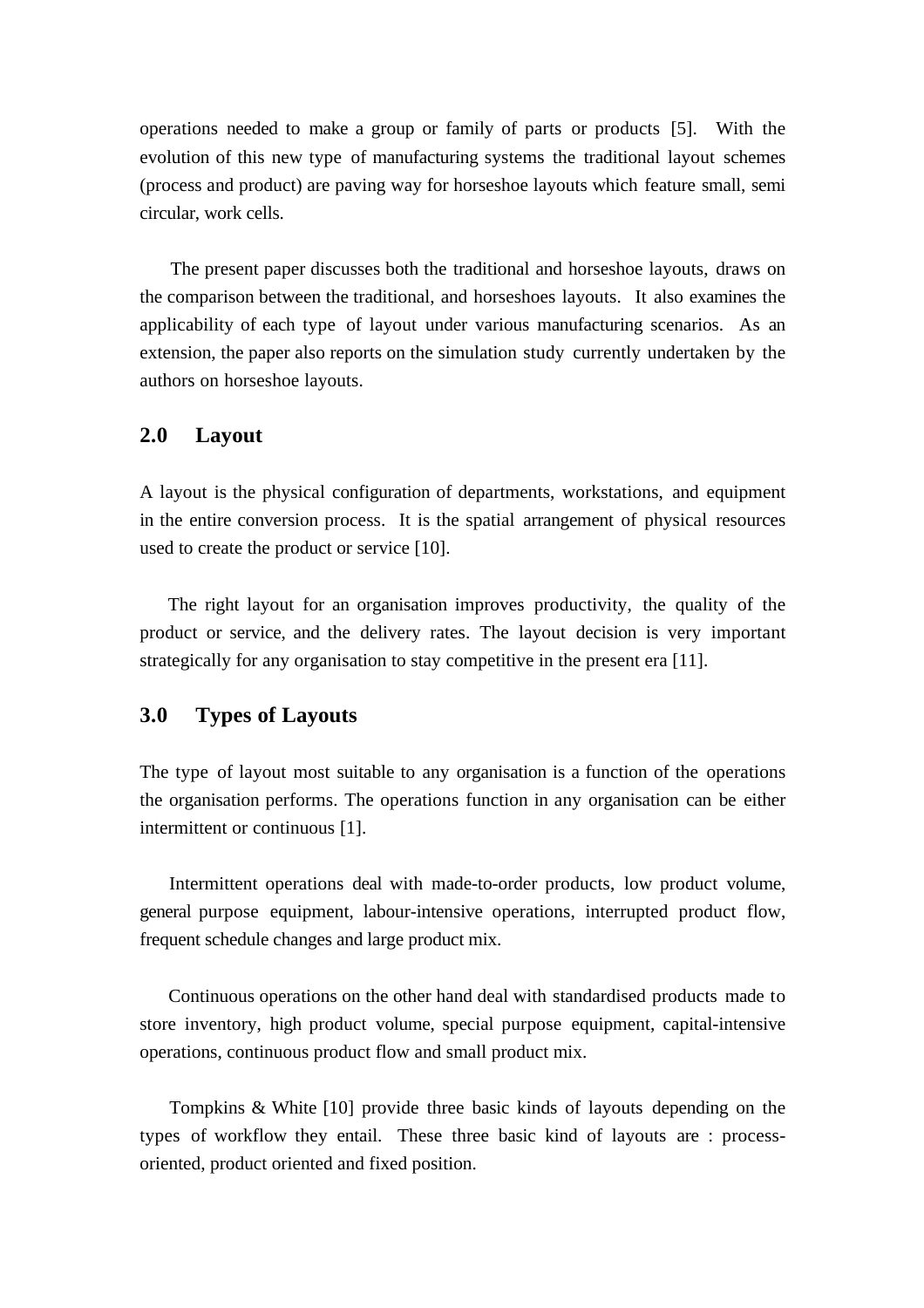operations needed to make a group or family of parts or products [5]. With the evolution of this new type of manufacturing systems the traditional layout schemes (process and product) are paving way for horseshoe layouts which feature small, semi circular, work cells.

The present paper discusses both the traditional and horseshoe layouts, draws on the comparison between the traditional, and horseshoes layouts. It also examines the applicability of each type of layout under various manufacturing scenarios. As an extension, the paper also reports on the simulation study currently undertaken by the authors on horseshoe layouts.

## 2.0 Layout

A layout is the physical configuration of departments, workstations, and equipment in the entire conversion process. It is the spatial arrangement of physical resources used to create the product or service [10].

The right layout for an organisation improves productivity, the quality of the product or service, and the delivery rates. The layout decision is very important strategically for any organisation to stay competitive in the present era [11].

## 3.0 Types of Layouts

The type of layout most suitable to any organisation is a function of the operations the organisation performs. The operations function in any organisation can be either intermittent or continuous [1].

Intermittent operations deal with made-to-order products, low product volume, general purpose equipment, labour-intensive operations, interrupted product flow, frequent schedule changes and large product mix.

Continuous operations on the other hand deal with standardised products made to store inventory, high product volume, special purpose equipment, capital-intensive operations, continuous product flow and small product mix.

Tompkins & White [10] provide three basic kinds of layouts depending on the types of workflow they entail. These three basic kind of layouts are : process-oriented, product oriented and fixed position.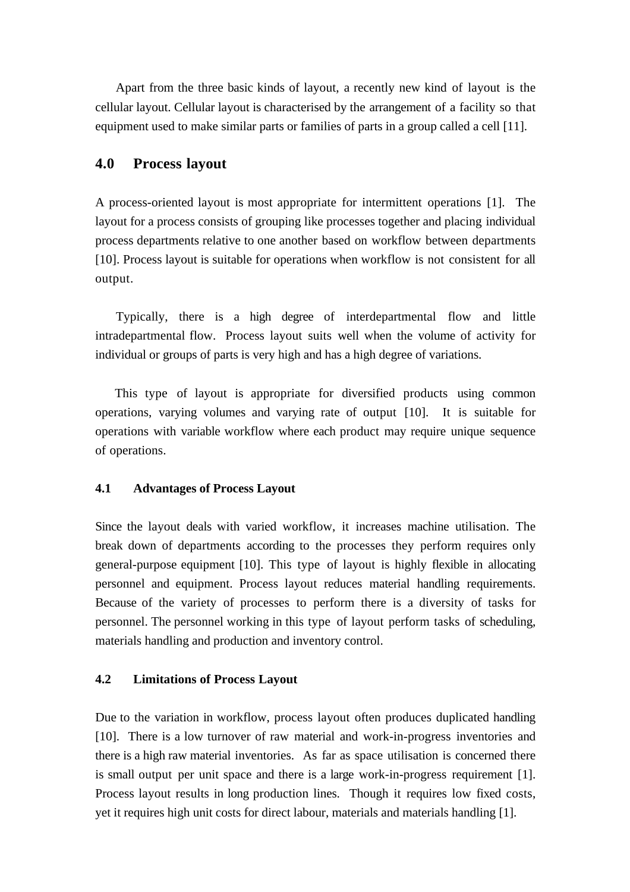Apart from the three basic kinds of layout, a recently new kind of layout is the cellular layout. Cellular layout is characterised by the arrangement of a facility so that equipment used to make similar parts or families of parts in a group called a cell [11].

## 4.0 Process layout

A process-oriented layout is most appropriate for intermittent operations [1]. The layout for a process consists of grouping like processes together and placing individual process departments relative to one another based on workflow between departments [10]. Process layout is suitable for operations when workflow is not consistent for all output.

Typically, there is a high degree of interdepartmental flow and little intradepartmental flow. Process layout suits well when the volume of activity for individual or groups of parts is very high and has a high degree of variations.

This type of layout is appropriate for diversified products using common operations, varying volumes and varying rate of output [10]. It is suitable for operations with variable workflow where each product may require unique sequence of operations.

### 4.1 Advantages of Process Layout

Since the layout deals with varied workflow, it increases machine utilisation. The break down of departments according to the processes they perform requires only general-purpose equipment [10]. This type of layout is highly flexible in allocating personnel and equipment. Process layout reduces material handling requirements. Because of the variety of processes to perform there is a diversity of tasks for personnel. The personnel working in this type of layout perform tasks of scheduling, materials handling and production and inventory control.

### 4.2 Limitations of Process Layout

Due to the variation in workflow, process layout often produces duplicated handling [10]. There is a low turnover of raw material and work-in-progress inventories and there is a high raw material inventories. As far as space utilisation is concerned there is small output per unit space and there is a large work-in-progress requirement [1]. Process layout results in long production lines. Though it requires low fixed costs, yet it requires high unit costs for direct labour, materials and materials handling [1].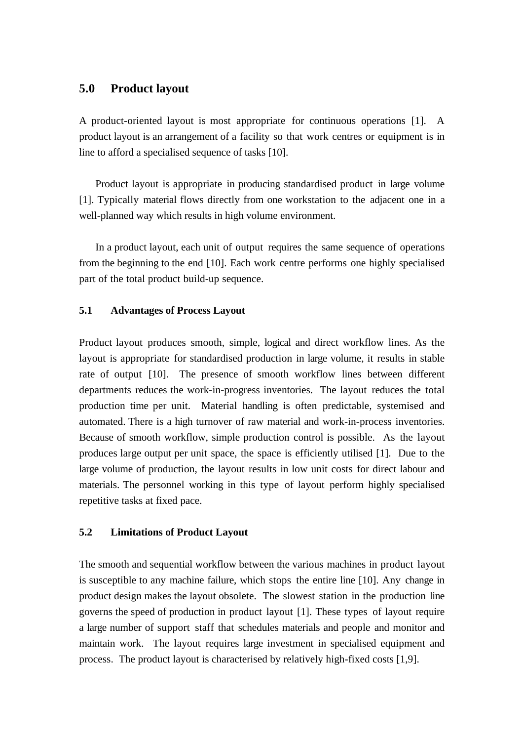## 5.0 Product layout

A product-oriented layout is most appropriate for continuous operations [1]. A product layout is an arrangement of a facility so that work centres or equipment is in line to afford a specialised sequence of tasks [10].

Product layout is appropriate in producing standardised product in large volume [1]. Typically material flows directly from one workstation to the adjacent one in a well-planned way which results in high volume environment.

In a product layout, each unit of output requires the same sequence of operations from the beginning to the end [10]. Each work centre performs one highly specialised part of the total product build-up sequence.

### 5.1 Advantages of Process Layout

Product layout produces smooth, simple, logical and direct workflow lines. As the layout is appropriate for standardised production in large volume, it results in stable rate of output [10]. The presence of smooth workflow lines between different departments reduces the work-in-progress inventories. The layout reduces the total production time per unit. Material handling is often predictable, systemised and automated. There is a high turnover of raw material and work-in-process inventories. Because of smooth workflow, simple production control is possible. As the layout produces large output per unit space, the space is efficiently utilised [1]. Due to the large volume of production, the layout results in low unit costs for direct labour and materials. The personnel working in this type of layout perform highly specialised repetitive tasks at fixed pace.

### 5.2 Limitations of Product Layout

The smooth and sequential workflow between the various machines in product layout is susceptible to any machine failure, which stops the entire line [10]. Any change in product design makes the layout obsolete. The slowest station in the production line governs the speed of production in product layout [1]. These types of layout require a large number of support staff that schedules materials and people and monitor and maintain work. The layout requires large investment in specialised equipment and process. The product layout is characterised by relatively high-fixed costs [1,9].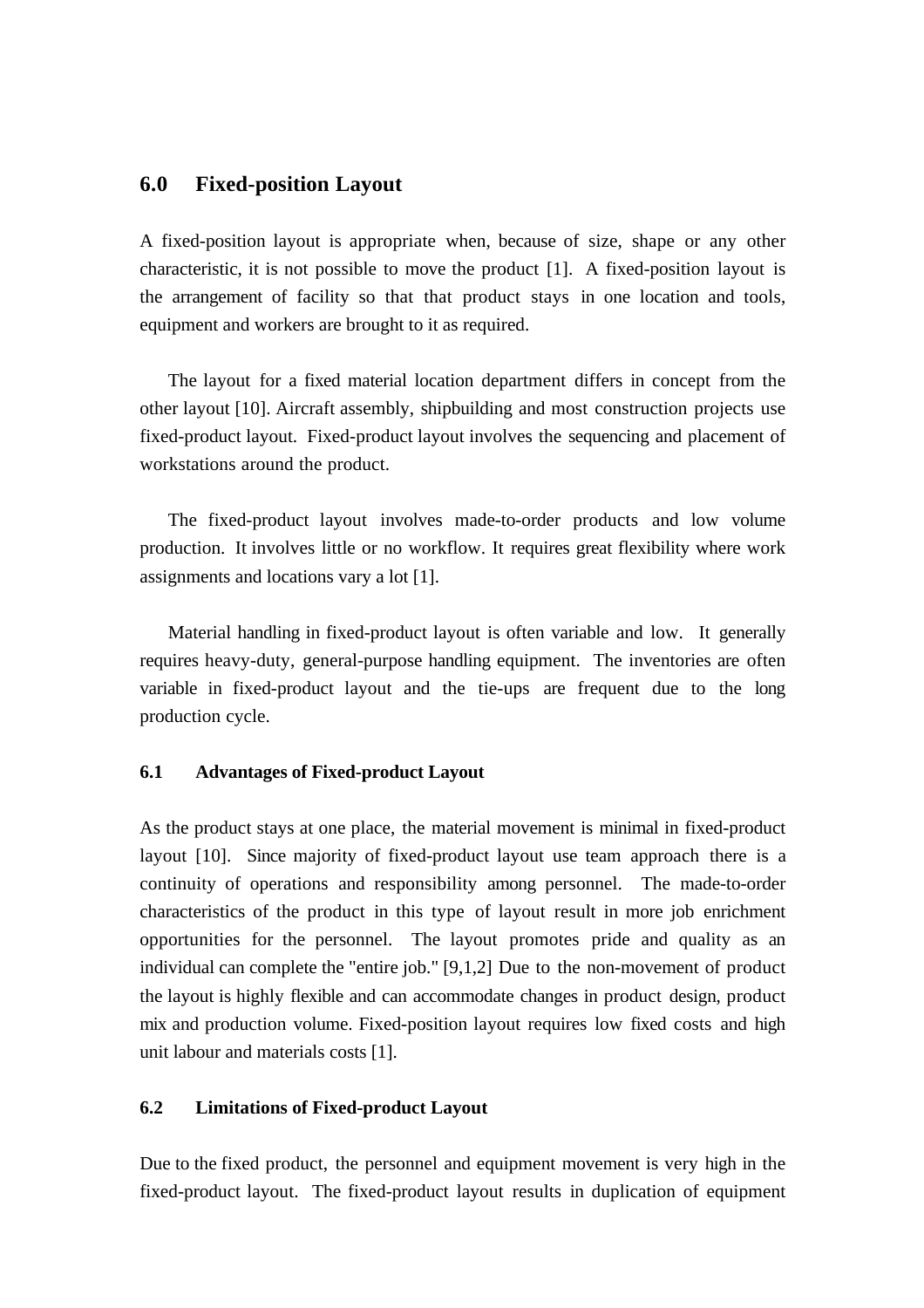## 6.0 Fixed-position Layout

A fixed-position layout is appropriate when, because of size, shape or any other characteristic, it is not possible to move the product [1]. A fixed-position layout is the arrangement of facility so that that product stays in one location and tools, equipment and workers are brought to it as required.

The layout for a fixed material location department differs in concept from the other layout [10]. Aircraft assembly, shipbuilding and most construction projects use fixed-product layout. Fixed-product layout involves the sequencing and placement of workstations around the product.

The fixed-product layout involves made-to-order products and low volume production. It involves little or no workflow. It requires great flexibility where work assignments and locations vary a lot [1].

Material handling in fixed-product layout is often variable and low. It generally requires heavy-duty, general-purpose handling equipment. The inventories are often variable in fixed-product layout and the tie-ups are frequent due to the long production cycle.

### 6.1 Advantages of Fixed-product Layout

As the product stays at one place, the material movement is minimal in fixed-product layout [10]. Since majority of fixed-product layout use team approach there is a continuity of operations and responsibility among personnel. The made-to-order characteristics of the product in this type of layout result in more job enrichment opportunities for the personnel. The layout promotes pride and quality as an individual can complete the "entire job." [9,1,2] Due to the non-movement of product the layout is highly flexible and can accommodate changes in product design, product mix and production volume. Fixed-position layout requires low fixed costs and high unit labour and materials costs [1].

### 6.2 Limitations of Fixed-product Layout

Due to the fixed product, the personnel and equipment movement is very high in the fixed-product layout. The fixed-product layout results in duplication of equipment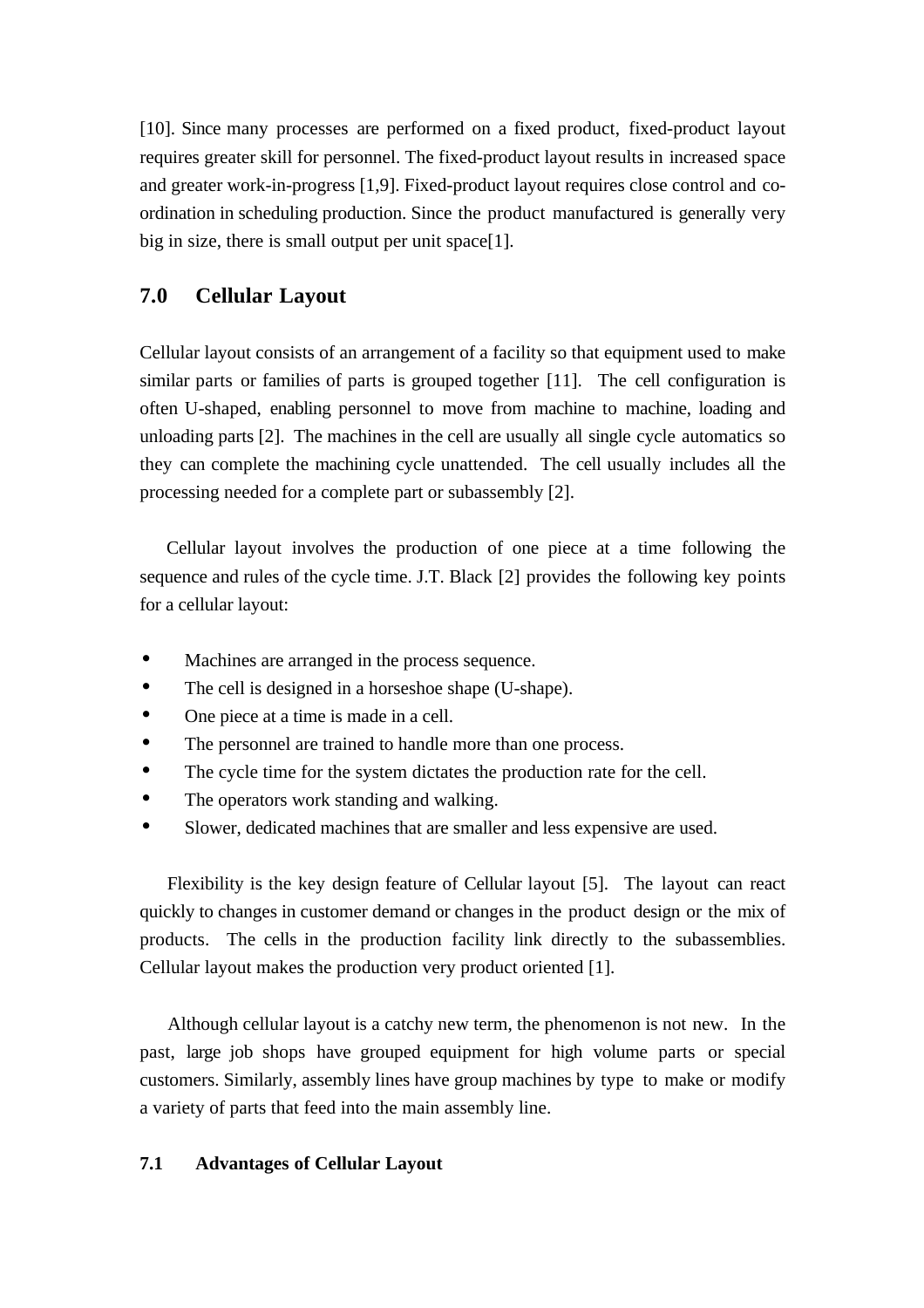[10]. Since many processes are performed on a fixed product, fixed-product layout requires greater skill for personnel. The fixed-product layout results in increased space and greater work-in-progress [1,9]. Fixed-product layout requires close control and co-ordination in scheduling production. Since the product manufactured is generally very big in size, there is small output per unit space[1].

## 7.0 Cellular Layout

Cellular layout consists of an arrangement of a facility so that equipment used to make similar parts or families of parts is grouped together [11]. The cell configuration is often U-shaped, enabling personnel to move from machine to machine, loading and unloading parts [2]. The machines in the cell are usually all single cycle automatics so they can complete the machining cycle unattended. The cell usually includes all the processing needed for a complete part or subassembly [2].

Cellular layout involves the production of one piece at a time following the sequence and rules of the cycle time. J.T. Black [2] provides the following key points for a cellular layout:

- Machines are arranged in the process sequence.
- The cell is designed in a horseshoe shape (U-shape).
- One piece at a time is made in a cell.
- The personnel are trained to handle more than one process.
- The cycle time for the system dictates the production rate for the cell.
- The operators work standing and walking.
- Slower, dedicated machines that are smaller and less expensive are used.

Flexibility is the key design feature of Cellular layout [5]. The layout can react quickly to changes in customer demand or changes in the product design or the mix of products. The cells in the production facility link directly to the subassemblies. Cellular layout makes the production very product oriented [1].

Although cellular layout is a catchy new term, the phenomenon is not new. In the past, large job shops have grouped equipment for high volume parts or special customers. Similarly, assembly lines have group machines by type to make or modify a variety of parts that feed into the main assembly line.

### 7.1 Advantages of Cellular Layout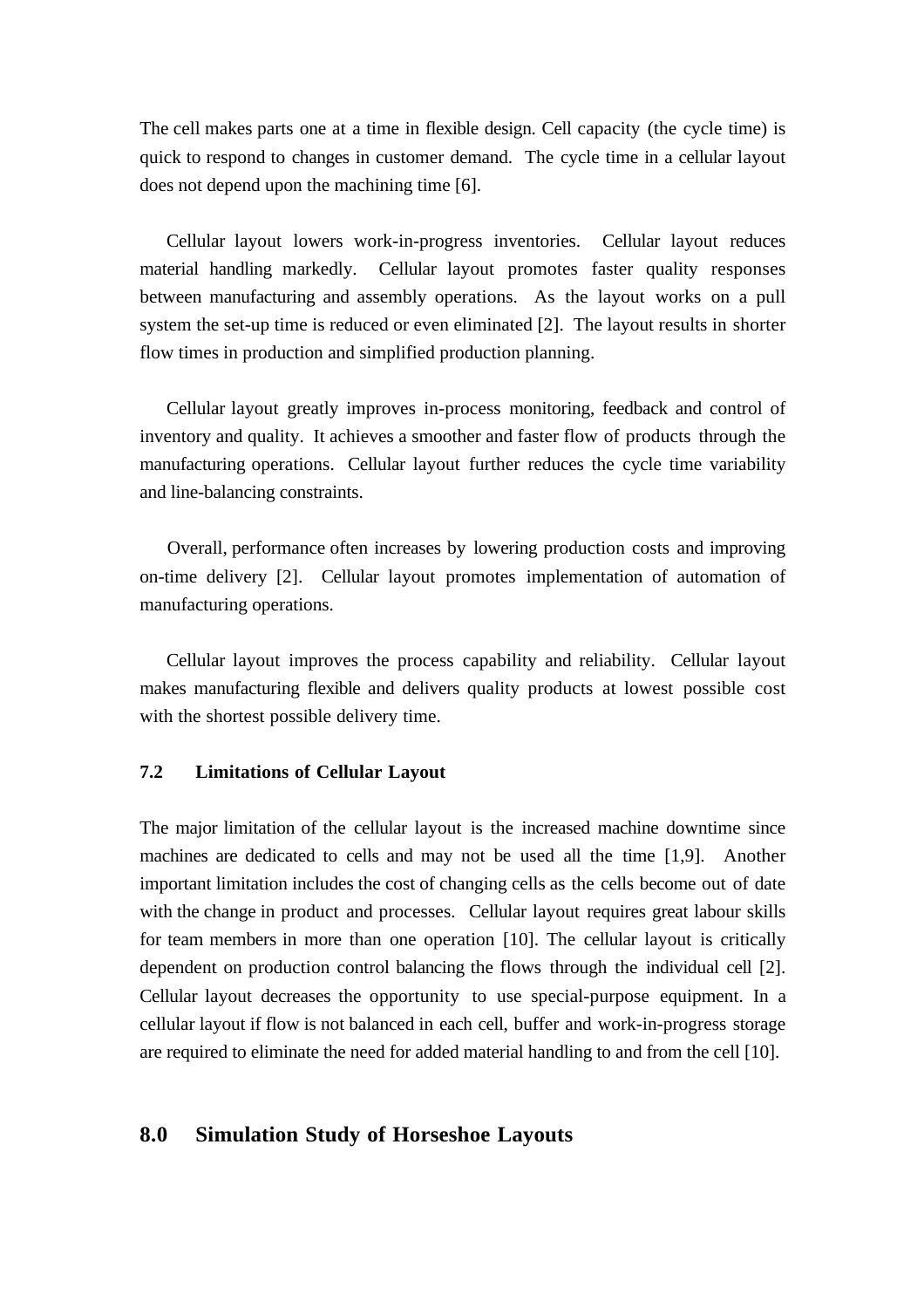The cell makes parts one at a time in flexible design. Cell capacity (the cycle time) is quick to respond to changes in customer demand. The cycle time in a cellular layout does not depend upon the machining time [6].

Cellular layout lowers work-in-progress inventories. Cellular layout reduces material handling markedly. Cellular layout promotes faster quality responses between manufacturing and assembly operations. As the layout works on a pull system the set-up time is reduced or even eliminated [2]. The layout results in shorter flow times in production and simplified production planning.

Cellular layout greatly improves in-process monitoring, feedback and control of inventory and quality. It achieves a smoother and faster flow of products through the manufacturing operations. Cellular layout further reduces the cycle time variability and line-balancing constraints.

Overall, performance often increases by lowering production costs and improving on-time delivery [2]. Cellular layout promotes implementation of automation of manufacturing operations.

Cellular layout improves the process capability and reliability. Cellular layout makes manufacturing flexible and delivers quality products at lowest possible cost with the shortest possible delivery time.

### 7.2 Limitations of Cellular Layout

The major limitation of the cellular layout is the increased machine downtime since machines are dedicated to cells and may not be used all the time [1,9]. Another important limitation includes the cost of changing cells as the cells become out of date with the change in product and processes. Cellular layout requires great labour skills for team members in more than one operation [10]. The cellular layout is critically dependent on production control balancing the flows through the individual cell [2]. Cellular layout decreases the opportunity to use special-purpose equipment. In a cellular layout if flow is not balanced in each cell, buffer and work-in-progress storage are required to eliminate the need for added material handling to and from the cell [10].

## 8.0 Simulation Study of Horseshoe Layouts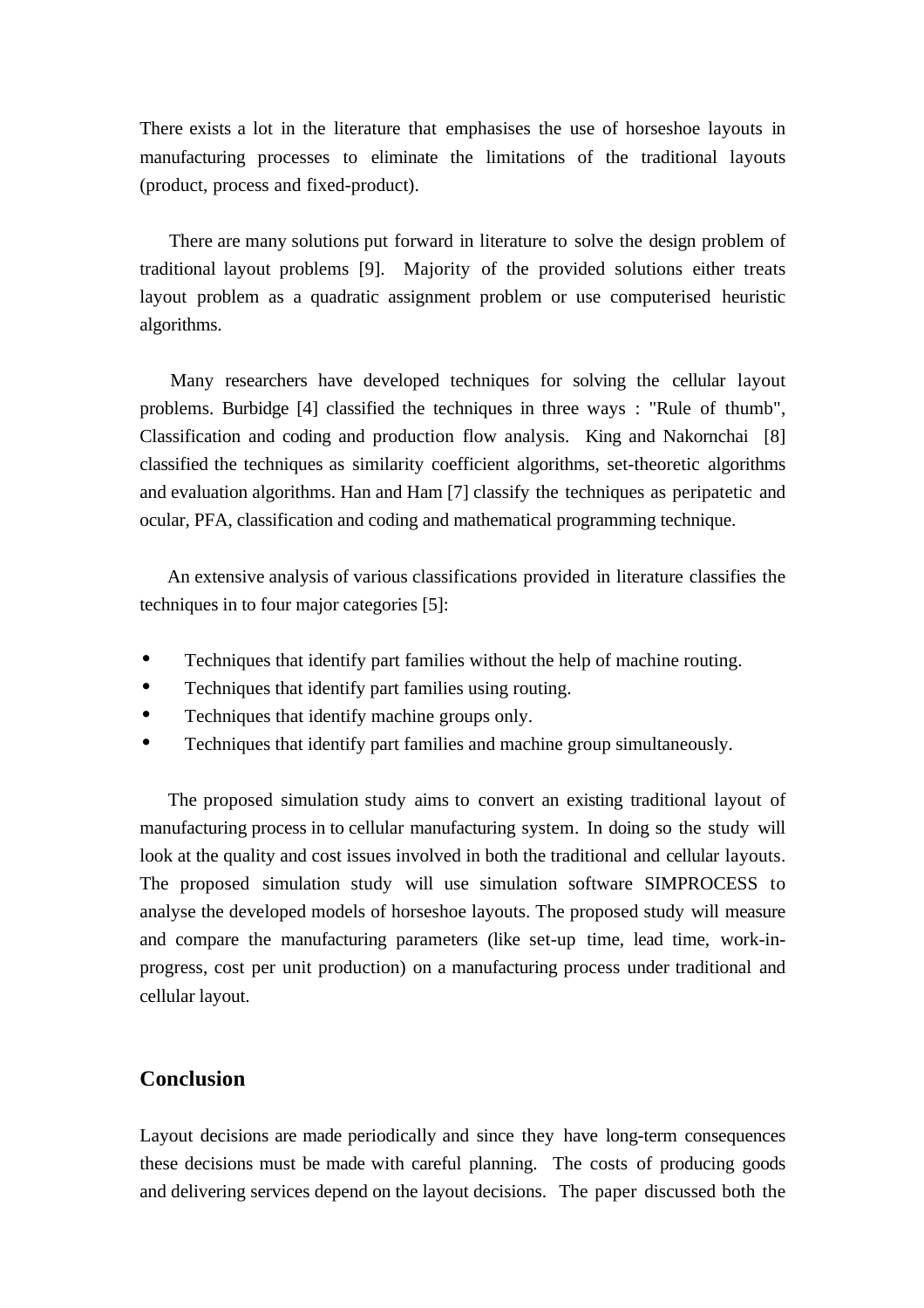There exists a lot in the literature that emphasises the use of horseshoe layouts in manufacturing processes to eliminate the limitations of the traditional layouts (product, process and fixed-product).

There are many solutions put forward in literature to solve the design problem of traditional layout problems [9]. Majority of the provided solutions either treats layout problem as a quadratic assignment problem or use computerised heuristic algorithms.

Many researchers have developed techniques for solving the cellular layout problems. Burbidge [4] classified the techniques in three ways : "Rule of thumb", Classification and coding and production flow analysis. King and Nakornchai [8] classified the techniques as similarity coefficient algorithms, set-theoretic algorithms and evaluation algorithms. Han and Ham [7] classify the techniques as peripatetic and ocular, PFA, classification and coding and mathematical programming technique.

An extensive analysis of various classifications provided in literature classifies the techniques in to four major categories [5]:

- Techniques that identify part families without the help of machine routing.
- Techniques that identify part families using routing.
- Techniques that identify machine groups only.
- Techniques that identify part families and machine group simultaneously.

The proposed simulation study aims to convert an existing traditional layout of manufacturing process in to cellular manufacturing system. In doing so the study will look at the quality and cost issues involved in both the traditional and cellular layouts. The proposed simulation study will use simulation software SIMPROCESS to analyse the developed models of horseshoe layouts. The proposed study will measure and compare the manufacturing parameters (like set-up time, lead time, work-in-progress, cost per unit production) on a manufacturing process under traditional and cellular layout.

## Conclusion

Layout decisions are made periodically and since they have long-term consequences these decisions must be made with careful planning. The costs of producing goods and delivering services depend on the layout decisions. The paper discussed both the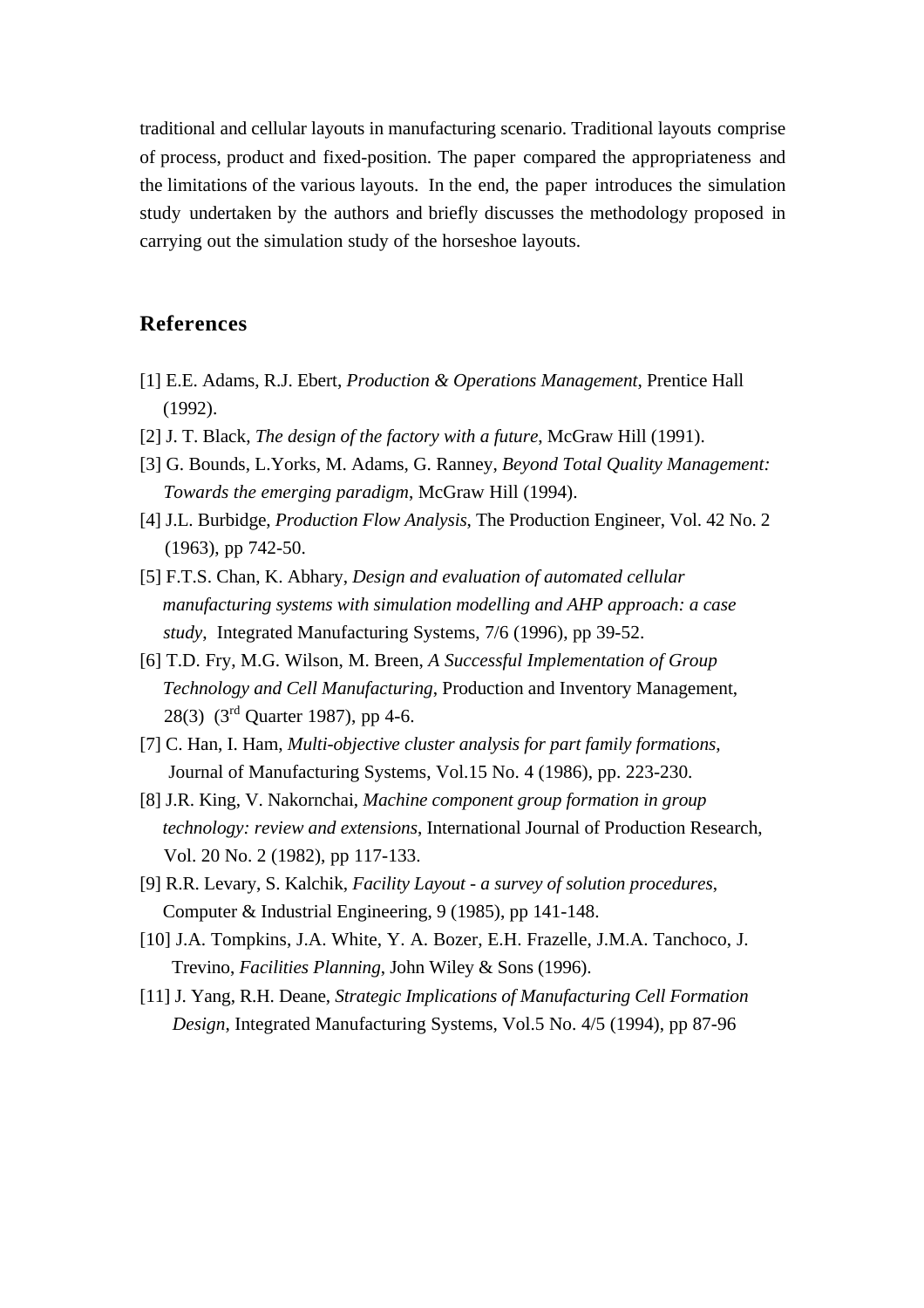traditional and cellular layouts in manufacturing scenario. Traditional layouts comprise of process, product and fixed-position. The paper compared the appropriateness and the limitations of the various layouts. In the end, the paper introduces the simulation study undertaken by the authors and briefly discusses the methodology proposed in carrying out the simulation study of the horseshoe layouts.

## References

[1] E.E. Adams, R.J. Ebert, *Production & Operations Management*, Prentice Hall (1992).

[2] J. T. Black, *The design of the factory with a future*, McGraw Hill (1991).

[3] G. Bounds, L.Yorks, M. Adams, G. Ranney, *Beyond Total Quality Management: Towards the emerging paradigm*, McGraw Hill (1994).

[4] J.L. Burbidge, *Production Flow Analysis*, The Production Engineer, Vol. 42 No. 2 (1963), pp 742-50.

[5] F.T.S. Chan, K. Abhary, *Design and evaluation of automated cellular manufacturing systems with simulation modelling and AHP approach: a case study*, Integrated Manufacturing Systems, 7/6 (1996), pp 39-52.

[6] T.D. Fry, M.G. Wilson, M. Breen, *A Successful Implementation of Group Technology and Cell Manufacturing*, Production and Inventory Management, 28(3) (3rd Quarter 1987), pp 4-6.

[7] C. Han, I. Ham, *Multi-objective cluster analysis for part family formations*, Journal of Manufacturing Systems, Vol.15 No. 4 (1986), pp. 223-230.

[8] J.R. King, V. Nakornchai, *Machine component group formation in group technology: review and extensions*, International Journal of Production Research, Vol. 20 No. 2 (1982), pp 117-133.

[9] R.R. Levary, S. Kalchik, *Facility Layout - a survey of solution procedures*, Computer & Industrial Engineering, 9 (1985), pp 141-148.

[10] J.A. Tompkins, J.A. White, Y. A. Bozer, E.H. Frazelle, J.M.A. Tanchoco, J. Trevino, *Facilities Planning*, John Wiley & Sons (1996).

[11] J. Yang, R.H. Deane, *Strategic Implications of Manufacturing Cell Formation Design*, Integrated Manufacturing Systems, Vol.5 No. 4/5 (1994), pp 87-96